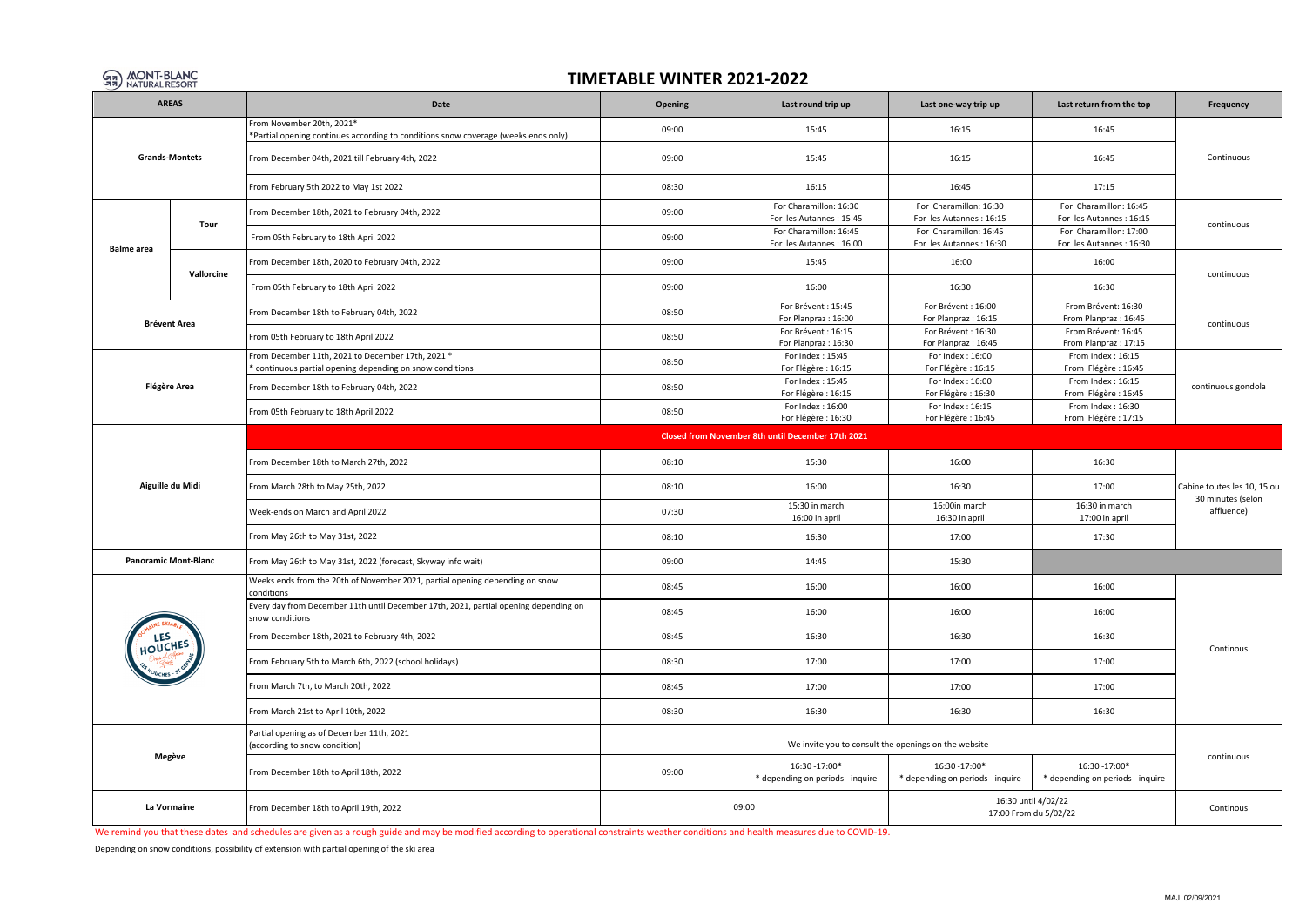MONT-BLANC NATURAL RESORT

# TIMETABLE WINTER 2021-2022

| AREAS | | Date | Opening | Last round trip up | Last one-way trip up | Last return from the top | Frequency |
|---|---|---|---|---|---|---|---|
| Grands-Montets | | From November 20th, 2021* *Partial opening continues according to conditions snow coverage (weeks ends only) | 09:00 | 15:45 | 16:15 | 16:45 | Continuous |
| | | From December 04th, 2021 till February 4th, 2022 | 09:00 | 15:45 | 16:15 | 16:45 | |
| | | From February 5th 2022 to May 1st 2022 | 08:30 | 16:15 | 16:45 | 17:15 | |
| Balme area | Tour | From December 18th, 2021 to February 04th, 2022 | 09:00 | For Charamillon: 16:30 For les Autannes : 15:45 | For Charamillon: 16:30 For les Autannes : 16:15 | For Charamillon: 16:45 For les Autannes : 16:15 | continuous |
| | | From 05th February to 18th April 2022 | 09:00 | For Charamillon: 16:45 For les Autannes : 16:00 | For Charamillon: 16:45 For les Autannes : 16:30 | For Charamillon: 17:00 For les Autannes : 16:30 | |
| | Vallorcine | From December 18th, 2020 to February 04th, 2022 | 09:00 | 15:45 | 16:00 | 16:00 | continuous |
| | | From 05th February to 18th April 2022 | 09:00 | 16:00 | 16:30 | 16:30 | |
| Brévent Area | | From December 18th to February 04th, 2022 | 08:50 | For Brévent : 15:45 For Planpraz : 16:00 | For Brévent : 16:00 For Planpraz : 16:15 | From Brévent: 16:30 From Planpraz : 16:45 | continuous |
| | | From 05th February to 18th April 2022 | 08:50 | For Brévent : 16:15 For Planpraz : 16:30 | For Brévent : 16:30 For Planpraz : 16:45 | From Brévent: 16:45 From Planpraz : 17:15 | |
| Flégère Area | | From December 11th, 2021 to December 17th, 2021 * * continuous partial opening depending on snow conditions | 08:50 | For Index : 15:45 For Flégère : 16:15 | For Index : 16:00 For Flégère : 16:15 | From Index : 16:15 From Flégère : 16:45 | continuous gondola |
| | | From December 18th to February 04th, 2022 | 08:50 | For Index : 15:45 For Flégère : 16:15 | For Index : 16:00 For Flégère : 16:30 | From Index : 16:15 From Flégère : 16:45 | |
| | | From 05th February to 18th April 2022 | 08:50 | For Index : 16:00 For Flégère : 16:30 | For Index : 16:15 For Flégère : 16:45 | From Index : 16:30 From Flégère : 17:15 | |
| Aiguille du Midi | | Closed from November 8th until December 17th 2021 | | | | | |
| | | From December 18th to March 27th, 2022 | 08:10 | 15:30 | 16:00 | 16:30 | Cabine toutes les 10, 15 ou 30 minutes (selon affluence) |
| | | From March 28th to May 25th, 2022 | 08:10 | 16:00 | 16:30 | 17:00 | |
| | | Week-ends on March and April 2022 | 07:30 | 15:30 in march 16:00 in april | 16:00in march 16:30 in april | 16:30 in march 17:00 in april | |
| | | From May 26th to May 31st, 2022 | 08:10 | 16:30 | 17:00 | 17:30 | |
| Panoramic Mont-Blanc | | From May 26th to May 31st, 2022 (forecast, Skyway info wait) | 09:00 | 14:45 | 15:30 | | |
| Les Houches | | Weeks ends from the 20th of November 2021, partial opening depending on snow conditions | 08:45 | 16:00 | 16:00 | 16:00 | Continous |
| | | Every day from December 11th until December 17th, 2021, partial opening depending on snow conditions | 08:45 | 16:00 | 16:00 | 16:00 | |
| | | From December 18th, 2021 to February 4th, 2022 | 08:45 | 16:30 | 16:30 | 16:30 | |
| | | From February 5th to March 6th, 2022 (school holidays) | 08:30 | 17:00 | 17:00 | 17:00 | |
| | | From March 7th, to March 20th, 2022 | 08:45 | 17:00 | 17:00 | 17:00 | |
| | | From March 21st to April 10th, 2022 | 08:30 | 16:30 | 16:30 | 16:30 | |
| Megève | | Partial opening as of December 11th, 2021 (according to snow condition) | We invite you to consult the openings on the website | | | | continuous |
| | | From December 18th to April 18th, 2022 | 09:00 | 16:30 -17:00* * depending on periods - inquire | 16:30 -17:00* * depending on periods - inquire | 16:30 -17:00* * depending on periods - inquire | |
| La Vormaine | | From December 18th to April 19th, 2022 | 09:00 | | 16:30 until 4/02/22 17:00 From du 5/02/22 | | Continous |

We remind you that these dates and schedules are given as a rough guide and may be modified according to operational constraints weather conditions and health measures due to COVID-19.

Depending on snow conditions, possibility of extension with partial opening of the ski area

MAJ 02/09/2021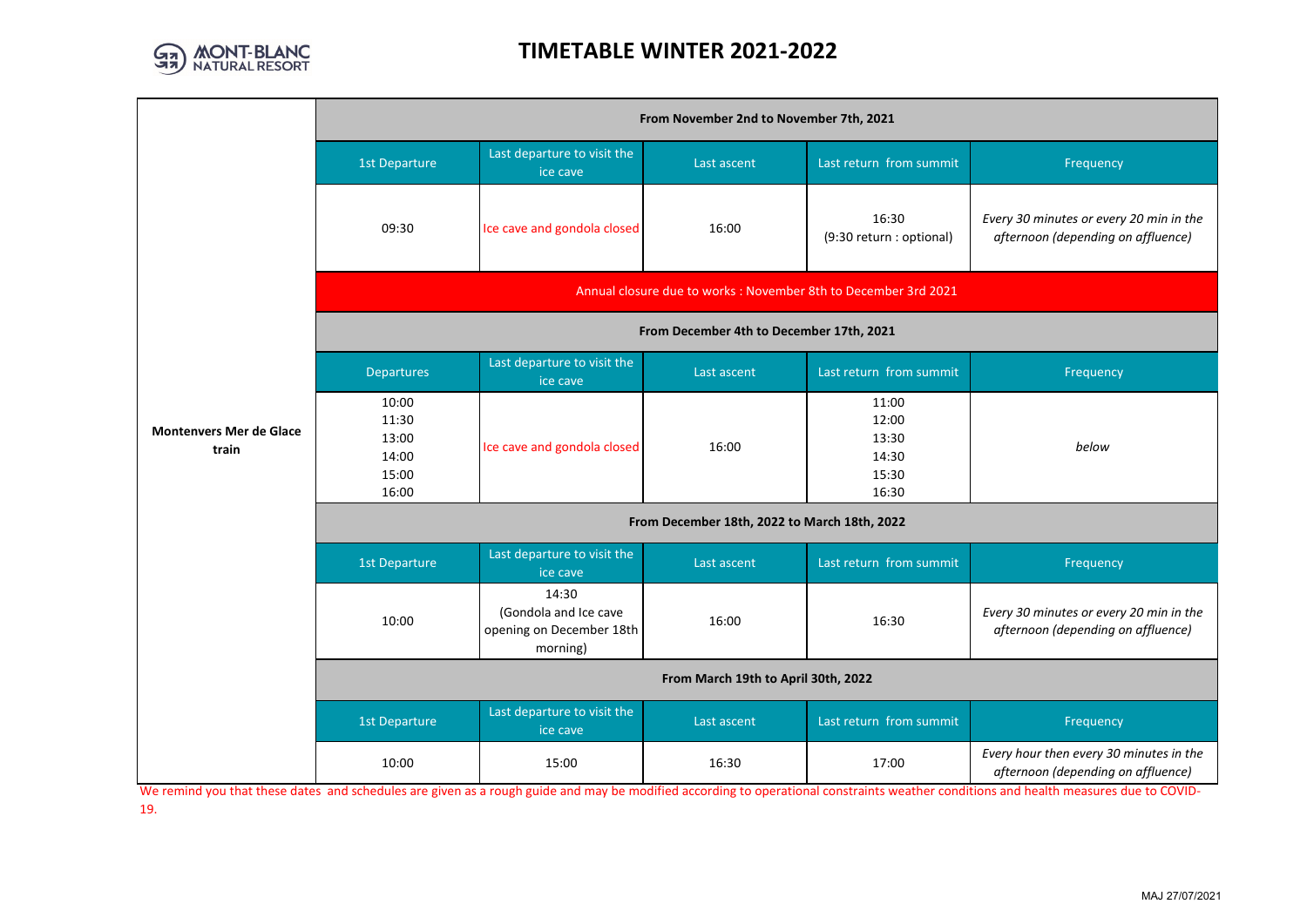# TIMETABLE WINTER 2021-2022

| Montenvers Mer de Glace train | | | | |
|---|---|---|---|---|
| **From November 2nd to November 7th, 2021** | | | | |
| 1st Departure | Last departure to visit the ice cave | Last ascent | Last return from summit | Frequency |
| 09:30 | Ice cave and gondola closed | 16:00 | 16:30 (9:30 return : optional) | *Every 30 minutes or every 20 min in the afternoon (depending on affluence)* |
| Annual closure due to works : November 8th to December 3rd 2021 | | | | |
| **From December 4th to December 17th, 2021** | | | | |
| Departures | Last departure to visit the ice cave | Last ascent | Last return from summit | Frequency |
| 10:00<br>11:30<br>13:00<br>14:00<br>15:00<br>16:00 | Ice cave and gondola closed | 16:00 | 11:00<br>12:00<br>13:30<br>14:30<br>15:30<br>16:30 | *below* |
| **From December 18th, 2022 to March 18th, 2022** | | | | |
| 1st Departure | Last departure to visit the ice cave | Last ascent | Last return from summit | Frequency |
| 10:00 | 14:30 (Gondola and Ice cave opening on December 18th morning) | 16:00 | 16:30 | *Every 30 minutes or every 20 min in the afternoon (depending on affluence)* |
| **From March 19th to April 30th, 2022** | | | | |
| 1st Departure | Last departure to visit the ice cave | Last ascent | Last return from summit | Frequency |
| 10:00 | 15:00 | 16:30 | 17:00 | *Every hour then every 30 minutes in the afternoon (depending on affluence)* |

We remind you that these dates and schedules are given as a rough guide and may be modified according to operational constraints weather conditions and health measures due to COVID-19.

MAJ 27/07/2021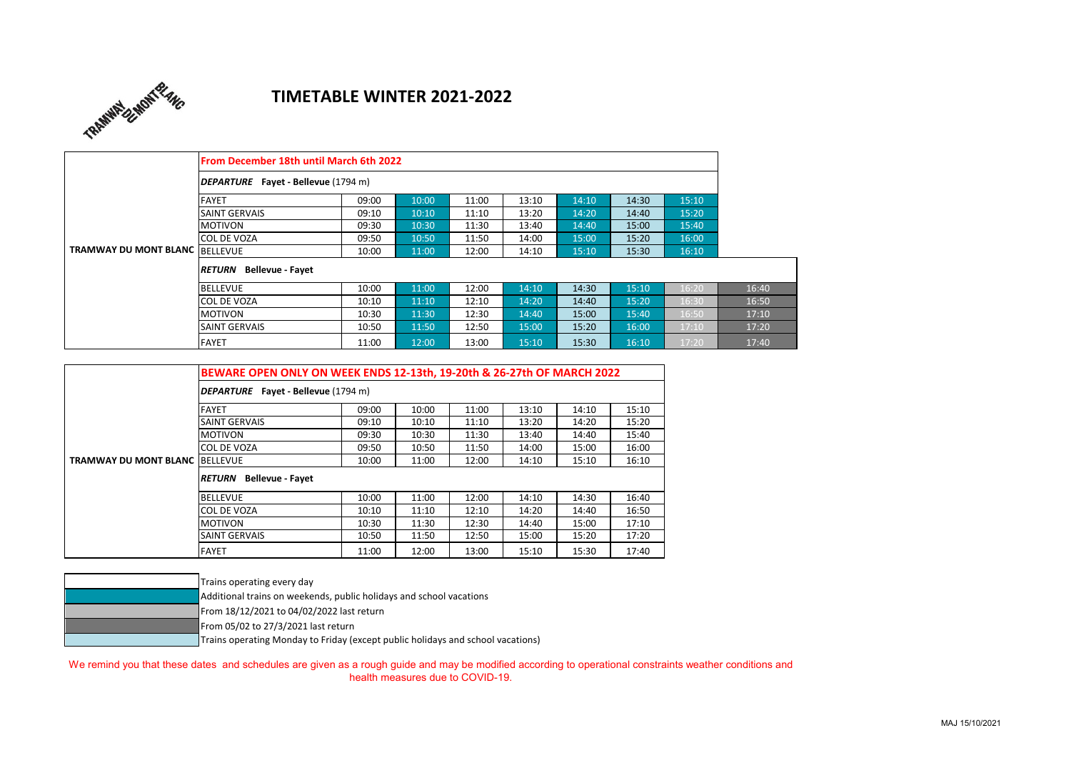# TIMETABLE WINTER 2021-2022

| | | | | | | | | | |
|---|---|---|---|---|---|---|---|---|---|
| TRAMWAY DU MONT BLANC | **From December 18th until March 6th 2022** | | | | | | | | |
| | ***DEPARTURE*** **Fayet - Bellevue** (1794 m) | | | | | | | | |
| | FAYET | 09:00 | 10:00 | 11:00 | 13:10 | 14:10 | 14:30 | 15:10 | |
| | SAINT GERVAIS | 09:10 | 10:10 | 11:10 | 13:20 | 14:20 | 14:40 | 15:20 | |
| | MOTIVON | 09:30 | 10:30 | 11:30 | 13:40 | 14:40 | 15:00 | 15:40 | |
| | COL DE VOZA | 09:50 | 10:50 | 11:50 | 14:00 | 15:00 | 15:20 | 16:00 | |
| | BELLEVUE | 10:00 | 11:00 | 12:00 | 14:10 | 15:10 | 15:30 | 16:10 | |
| | ***RETURN*** **Bellevue - Fayet** | | | | | | | | |
| | BELLEVUE | 10:00 | 11:00 | 12:00 | 14:10 | 14:30 | 15:10 | 16:20 | 16:40 |
| | COL DE VOZA | 10:10 | 11:10 | 12:10 | 14:20 | 14:40 | 15:20 | 16:30 | 16:50 |
| | MOTIVON | 10:30 | 11:30 | 12:30 | 14:40 | 15:00 | 15:40 | 16:50 | 17:10 |
| | SAINT GERVAIS | 10:50 | 11:50 | 12:50 | 15:00 | 15:20 | 16:00 | 17:10 | 17:20 |
| | FAYET | 11:00 | 12:00 | 13:00 | 15:10 | 15:30 | 16:10 | 17:20 | 17:40 |

| | | | | | | | |
|---|---|---|---|---|---|---|---|
| TRAMWAY DU MONT BLANC | **BEWARE OPEN ONLY ON WEEK ENDS 12-13th, 19-20th & 26-27th OF MARCH 2022** | | | | | | |
| | ***DEPARTURE*** **Fayet - Bellevue** (1794 m) | | | | | | |
| | FAYET | 09:00 | 10:00 | 11:00 | 13:10 | 14:10 | 15:10 |
| | SAINT GERVAIS | 09:10 | 10:10 | 11:10 | 13:20 | 14:20 | 15:20 |
| | MOTIVON | 09:30 | 10:30 | 11:30 | 13:40 | 14:40 | 15:40 |
| | COL DE VOZA | 09:50 | 10:50 | 11:50 | 14:00 | 15:00 | 16:00 |
| | BELLEVUE | 10:00 | 11:00 | 12:00 | 14:10 | 15:10 | 16:10 |
| | ***RETURN*** **Bellevue - Fayet** | | | | | | |
| | BELLEVUE | 10:00 | 11:00 | 12:00 | 14:10 | 14:30 | 16:40 |
| | COL DE VOZA | 10:10 | 11:10 | 12:10 | 14:20 | 14:40 | 16:50 |
| | MOTIVON | 10:30 | 11:30 | 12:30 | 14:40 | 15:00 | 17:10 |
| | SAINT GERVAIS | 10:50 | 11:50 | 12:50 | 15:00 | 15:20 | 17:20 |
| | FAYET | 11:00 | 12:00 | 13:00 | 15:10 | 15:30 | 17:40 |

- Trains operating every day
- Additional trains on weekends, public holidays and school vacations
- From 18/12/2021 to 04/02/2022 last return
- From 05/02 to 27/3/2021 last return
- Trains operating Monday to Friday (except public holidays and school vacations)

We remind you that these dates and schedules are given as a rough guide and may be modified according to operational constraints weather conditions and health measures due to COVID-19.

MAJ 15/10/2021